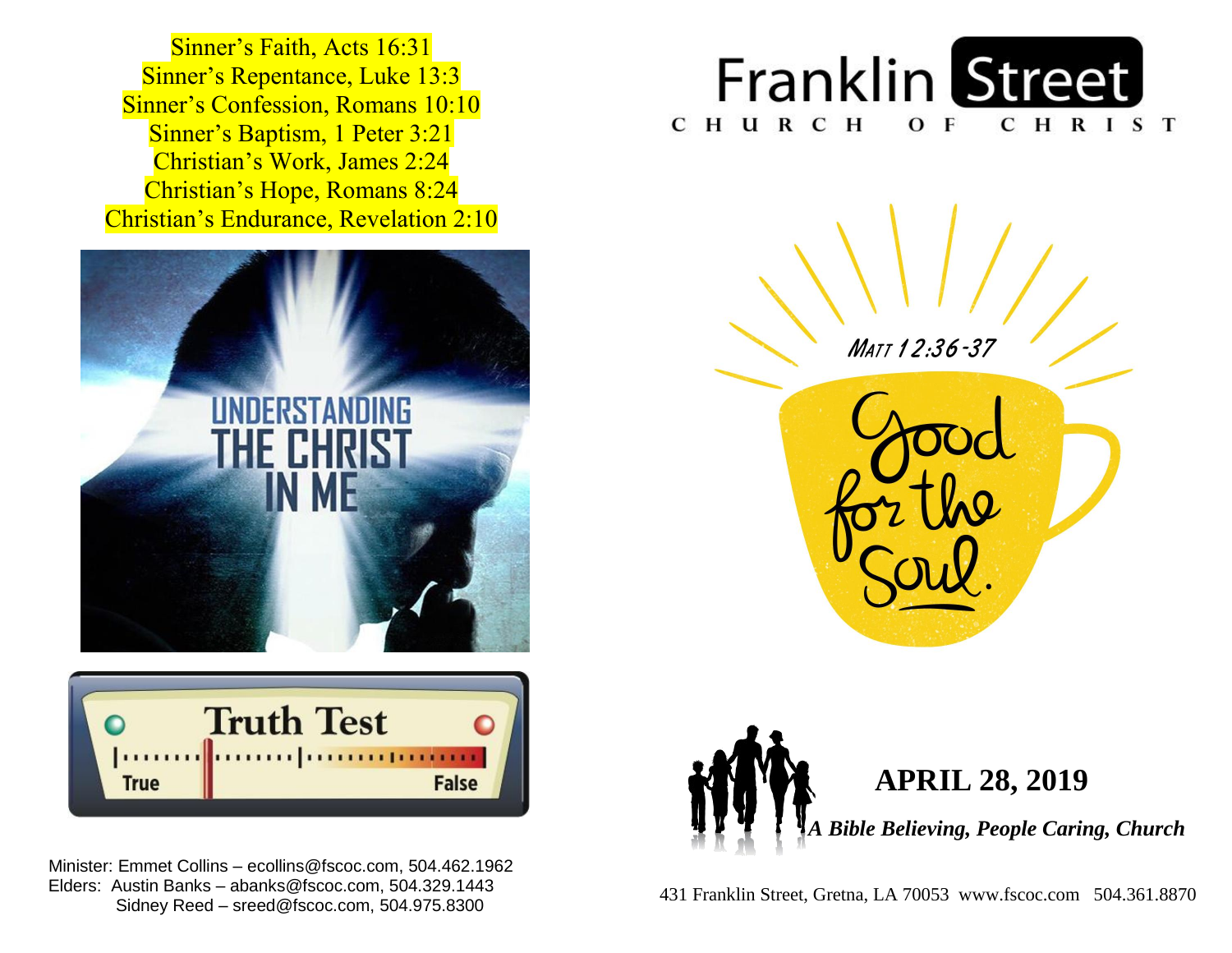Sinner's Faith, Acts 16:31
Sinner's Repentance, Luke 13:3
Sinner's Confession, Romans 10:10
Sinner's Baptism, 1 Peter 3:21
Christian's Work, James 2:24
Christian's Hope, Romans 8:24
Christian's Endurance, Revelation 2:10

UNDERSTANDING THE CHRIST IN ME

Truth Test

True False

Minister: Emmet Collins – ecollins@fscoc.com, 504.462.1962
Elders: Austin Banks – abanks@fscoc.com, 504.329.1443
Sidney Reed – sreed@fscoc.com, 504.975.8300

# Franklin Street

CHURCH OF CHRIST

MATT 12:36-37

Good for the Soul.

## APRIL 28, 2019

***A Bible Believing, People Caring, Church***

431 Franklin Street, Gretna, LA 70053 www.fscoc.com 504.361.8870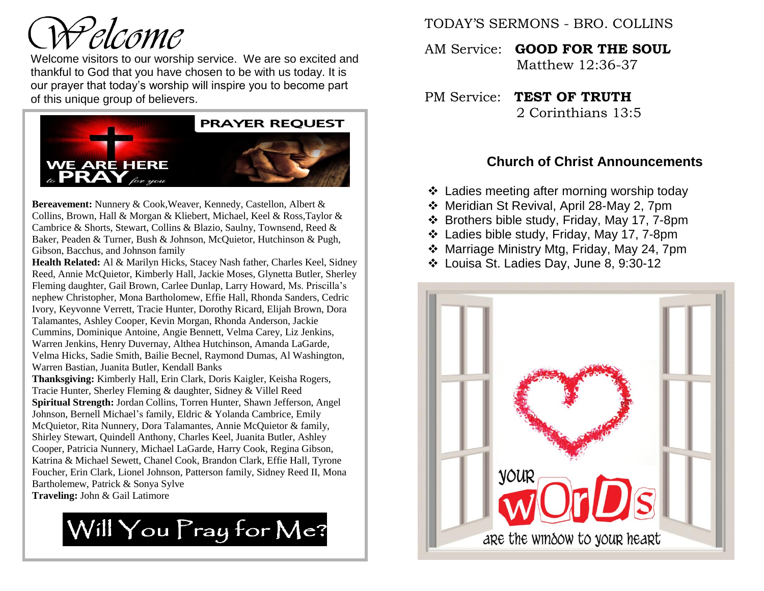# Welcome

Welcome visitors to our worship service. We are so excited and thankful to God that you have chosen to be with us today. It is our prayer that today's worship will inspire you to become part of this unique group of believers.

PRAYER REQUEST

WE ARE HERE to PRAY for you

**Bereavement:** Nunnery & Cook,Weaver, Kennedy, Castellon, Albert & Collins, Brown, Hall & Morgan & Kliebert, Michael, Keel & Ross,Taylor & Cambrice & Shorts, Stewart, Collins & Blazio, Saulny, Townsend, Reed & Baker, Peaden & Turner, Bush & Johnson, McQuietor, Hutchinson & Pugh, Gibson, Bacchus, and Johnson family

**Health Related:** Al & Marilyn Hicks, Stacey Nash father, Charles Keel, Sidney Reed, Annie McQuietor, Kimberly Hall, Jackie Moses, Glynetta Butler, Sherley Fleming daughter, Gail Brown, Carlee Dunlap, Larry Howard, Ms. Priscilla's nephew Christopher, Mona Bartholomew, Effie Hall, Rhonda Sanders, Cedric Ivory, Keyvonne Verrett, Tracie Hunter, Dorothy Ricard, Elijah Brown, Dora Talamantes, Ashley Cooper, Kevin Morgan, Rhonda Anderson, Jackie Cummins, Dominique Antoine, Angie Bennett, Velma Carey, Liz Jenkins, Warren Jenkins, Henry Duvernay, Althea Hutchinson, Amanda LaGarde, Velma Hicks, Sadie Smith, Bailie Becnel, Raymond Dumas, Al Washington, Warren Bastian, Juanita Butler, Kendall Banks

**Thanksgiving:** Kimberly Hall, Erin Clark, Doris Kaigler, Keisha Rogers, Tracie Hunter, Sherley Fleming & daughter, Sidney & Villel Reed

**Spiritual Strength:** Jordan Collins, Torren Hunter, Shawn Jefferson, Angel Johnson, Bernell Michael's family, Eldric & Yolanda Cambrice, Emily McQuietor, Rita Nunnery, Dora Talamantes, Annie McQuietor & family, Shirley Stewart, Quindell Anthony, Charles Keel, Juanita Butler, Ashley Cooper, Patricia Nunnery, Michael LaGarde, Harry Cook, Regina Gibson, Katrina & Michael Sewett, Chanel Cook, Brandon Clark, Effie Hall, Tyrone Foucher, Erin Clark, Lionel Johnson, Patterson family, Sidney Reed II, Mona Bartholemew, Patrick & Sonya Sylve

**Traveling:** John & Gail Latimore

Will You Pray for Me?

TODAY'S SERMONS - BRO. COLLINS

AM Service: **GOOD FOR THE SOUL**
Matthew 12:36-37

PM Service: **TEST OF TRUTH**
2 Corinthians 13:5

## Church of Christ Announcements

- Ladies meeting after morning worship today
- Meridian St Revival, April 28-May 2, 7pm
- Brothers bible study, Friday, May 17, 7-8pm
- Ladies bible study, Friday, May 17, 7-8pm
- Marriage Ministry Mtg, Friday, May 24, 7pm
- Louisa St. Ladies Day, June 8, 9:30-12

your wOrDs are the window to your heart